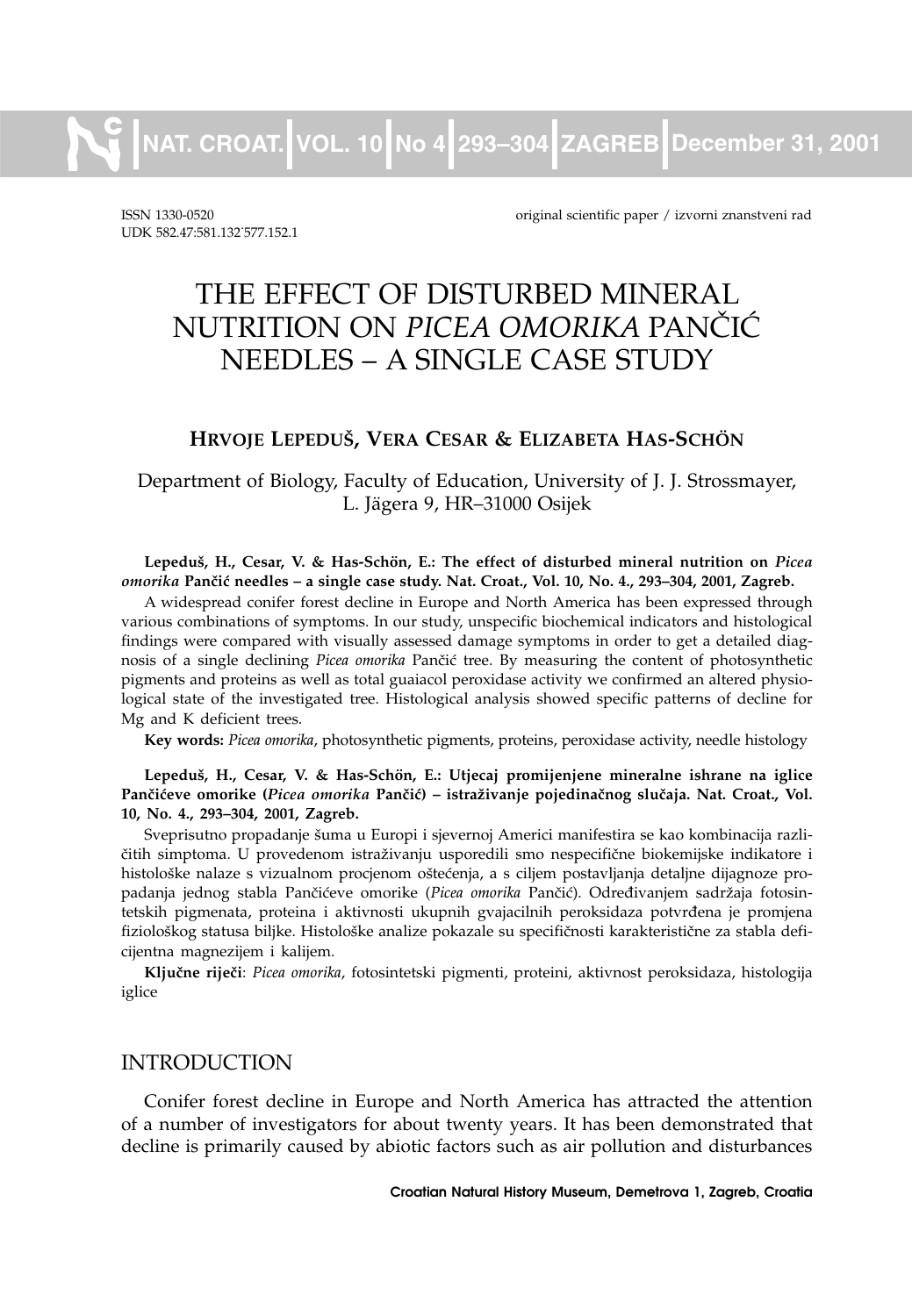ISSN 1330-0520 original scientific paper / izvorni znanstveni rad
UDK 582.47:581.132˙577.152.1

# THE EFFECT OF DISTURBED MINERAL NUTRITION ON *PICEA OMORIKA* PANČIĆ NEEDLES – A SINGLE CASE STUDY

**HRVOJE LEPEDUŠ, VERA CESAR & ELIZABETA HAS-SCHÖN**

Department of Biology, Faculty of Education, University of J. J. Strossmayer, L. Jägera 9, HR–31000 Osijek

**Lepeduš, H., Cesar, V. & Has-Schön, E.: The effect of disturbed mineral nutrition on *Picea omorika* Pančić needles – a single case study. Nat. Croat., Vol. 10, No. 4., 293–304, 2001, Zagreb.**

A widespread conifer forest decline in Europe and North America has been expressed through various combinations of symptoms. In our study, unspecific biochemical indicators and histological findings were compared with visually assessed damage symptoms in order to get a detailed diagnosis of a single declining *Picea omorika* Pančić tree. By measuring the content of photosynthetic pigments and proteins as well as total guaiacol peroxidase activity we confirmed an altered physiological state of the investigated tree. Histological analysis showed specific patterns of decline for Mg and K deficient trees.

**Key words:** *Picea omorika*, photosynthetic pigments, proteins, peroxidase activity, needle histology

**Lepeduš, H., Cesar, V. & Has-Schön, E.: Utjecaj promijenjene mineralne ishrane na iglice Pančićeve omorike (*Picea omorika* Pančić) – istraživanje pojedinačnog slučaja. Nat. Croat., Vol. 10, No. 4., 293–304, 2001, Zagreb.**

Sveprisutno propadanje šuma u Europi i sjevernoj Americi manifestira se kao kombinacija različitih simptoma. U provedenom istraživanju usporedili smo nespecifične biokemijske indikatore i histološke nalaze s vizualnom procjenom oštećenja, a s ciljem postavljanja detaljne dijagnoze propadanja jednog stabla Pančićeve omorike (*Picea omorika* Pančić). Određivanjem sadržaja fotosintetskih pigmenata, proteina i aktivnosti ukupnih gvajacilnih peroksidaza potvrđena je promjena fiziološkog statusa biljke. Histološke analize pokazale su specifičnosti karakteristične za stabla deficijentna magnezijem i kalijem.

**Ključne riječi**: *Picea omorika*, fotosintetski pigmenti, proteini, aktivnost peroksidaza, histologija iglice

## INTRODUCTION

Conifer forest decline in Europe and North America has attracted the attention of a number of investigators for about twenty years. It has been demonstrated that decline is primarily caused by abiotic factors such as air pollution and disturbances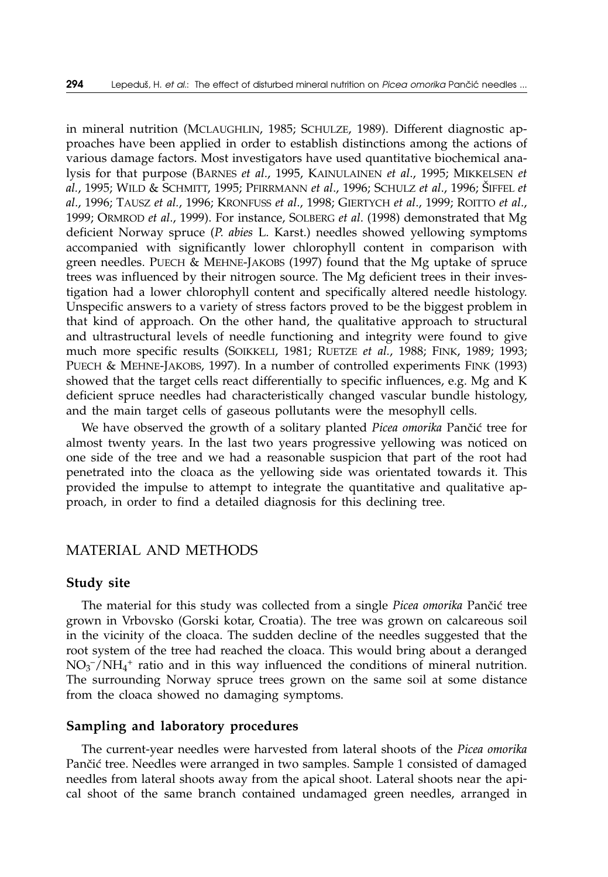in mineral nutrition (MCLAUGHLIN, 1985; SCHULZE, 1989). Different diagnostic approaches have been applied in order to establish distinctions among the actions of various damage factors. Most investigators have used quantitative biochemical analysis for that purpose (BARNES *et al.*, 1995, KAINULAINEN *et al.*, 1995; MIKKELSEN *et al.*, 1995; WILD & SCHMITT, 1995; PFIRRMANN *et al.*, 1996; SCHULZ *et al.*, 1996; ŠIFFEL *et al.*, 1996; TAUSZ *et al.*, 1996; KRONFUSS *et al.*, 1998; GIERTYCH *et al.*, 1999; ROITTO *et al.*, 1999; ORMROD *et al.*, 1999). For instance, SOLBERG *et al.* (1998) demonstrated that Mg deficient Norway spruce (*P. abies* L. Karst.) needles showed yellowing symptoms accompanied with significantly lower chlorophyll content in comparison with green needles. PUECH & MEHNE-JAKOBS (1997) found that the Mg uptake of spruce trees was influenced by their nitrogen source. The Mg deficient trees in their investigation had a lower chlorophyll content and specifically altered needle histology. Unspecific answers to a variety of stress factors proved to be the biggest problem in that kind of approach. On the other hand, the qualitative approach to structural and ultrastructural levels of needle functioning and integrity were found to give much more specific results (SOIKKELI, 1981; RUETZE *et al.*, 1988; FINK, 1989; 1993; PUECH & MEHNE-JAKOBS, 1997). In a number of controlled experiments FINK (1993) showed that the target cells react differentially to specific influences, e.g. Mg and K deficient spruce needles had characteristically changed vascular bundle histology, and the main target cells of gaseous pollutants were the mesophyll cells.

We have observed the growth of a solitary planted *Picea omorika* Pančić tree for almost twenty years. In the last two years progressive yellowing was noticed on one side of the tree and we had a reasonable suspicion that part of the root had penetrated into the cloaca as the yellowing side was orientated towards it. This provided the impulse to attempt to integrate the quantitative and qualitative approach, in order to find a detailed diagnosis for this declining tree.

## MATERIAL AND METHODS

### Study site

The material for this study was collected from a single *Picea omorika* Pančić tree grown in Vrbovsko (Gorski kotar, Croatia). The tree was grown on calcareous soil in the vicinity of the cloaca. The sudden decline of the needles suggested that the root system of the tree had reached the cloaca. This would bring about a deranged $NO_3^-/NH_4^+$ ratio and in this way influenced the conditions of mineral nutrition. The surrounding Norway spruce trees grown on the same soil at some distance from the cloaca showed no damaging symptoms.

### Sampling and laboratory procedures

The current-year needles were harvested from lateral shoots of the *Picea omorika* Pančić tree. Needles were arranged in two samples. Sample 1 consisted of damaged needles from lateral shoots away from the apical shoot. Lateral shoots near the apical shoot of the same branch contained undamaged green needles, arranged in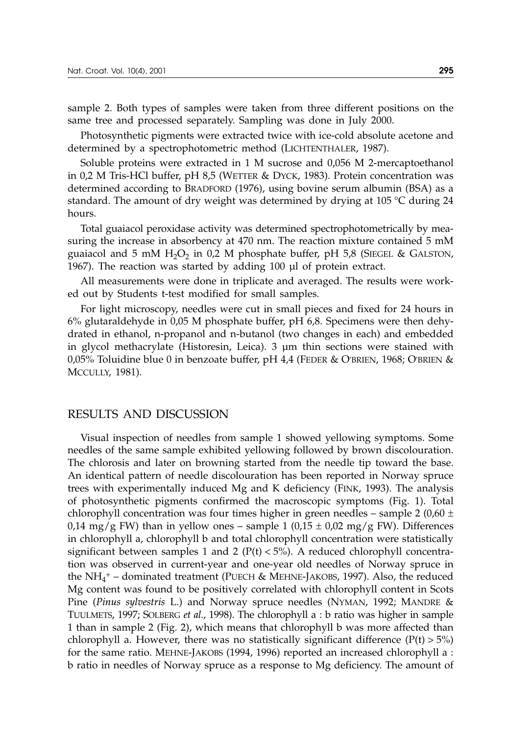sample 2. Both types of samples were taken from three different positions on the same tree and processed separately. Sampling was done in July 2000.

Photosynthetic pigments were extracted twice with ice-cold absolute acetone and determined by a spectrophotometric method (LICHTENTHALER, 1987).

Soluble proteins were extracted in 1 M sucrose and 0,056 M 2-mercaptoethanol in 0,2 M Tris-HCl buffer, pH 8,5 (WETTER & DYCK, 1983). Protein concentration was determined according to BRADFORD (1976), using bovine serum albumin (BSA) as a standard. The amount of dry weight was determined by drying at 105 °C during 24 hours.

Total guaiacol peroxidase activity was determined spectrophotometrically by measuring the increase in absorbency at 470 nm. The reaction mixture contained 5 mM guaiacol and 5 mM $H_2O_2$ in 0,2 M phosphate buffer, pH 5,8 (SIEGEL & GALSTON, 1967). The reaction was started by adding 100 µl of protein extract.

All measurements were done in triplicate and averaged. The results were worked out by Students t-test modified for small samples.

For light microscopy, needles were cut in small pieces and fixed for 24 hours in 6% glutaraldehyde in 0,05 M phosphate buffer, pH 6,8. Specimens were then dehydrated in ethanol, n-propanol and n-butanol (two changes in each) and embedded in glycol methacrylate (Historesin, Leica). 3 µm thin sections were stained with 0,05% Toluidine blue 0 in benzoate buffer, pH 4,4 (FEDER & O'BRIEN, 1968; O'BRIEN & MCCULLY, 1981).

## RESULTS AND DISCUSSION

Visual inspection of needles from sample 1 showed yellowing symptoms. Some needles of the same sample exhibited yellowing followed by brown discolouration. The chlorosis and later on browning started from the needle tip toward the base. An identical pattern of needle discolouration has been reported in Norway spruce trees with experimentally induced Mg and K deficiency (FINK, 1993). The analysis of photosynthetic pigments confirmed the macroscopic symptoms (Fig. 1). Total chlorophyll concentration was four times higher in green needles – sample 2 (0,60 ± 0,14 mg/g FW) than in yellow ones – sample 1 (0,15 ± 0,02 mg/g FW). Differences in chlorophyll a, chlorophyll b and total chlorophyll concentration were statistically significant between samples 1 and 2 ($P(t) < 5\%$). A reduced chlorophyll concentration was observed in current-year and one-year old needles of Norway spruce in the $NH_4^+$ – dominated treatment (PUECH & MEHNE-JAKOBS, 1997). Also, the reduced Mg content was found to be positively correlated with chlorophyll content in Scots Pine (*Pinus sylvestris* L.) and Norway spruce needles (NYMAN, 1992; MANDRE & TUULMETS, 1997; SOLBERG *et al.*, 1998). The chlorophyll a : b ratio was higher in sample 1 than in sample 2 (Fig. 2), which means that chlorophyll b was more affected than chlorophyll a. However, there was no statistically significant difference ($P(t) > 5\%$) for the same ratio. MEHNE-JAKOBS (1994, 1996) reported an increased chlorophyll a : b ratio in needles of Norway spruce as a response to Mg deficiency. The amount of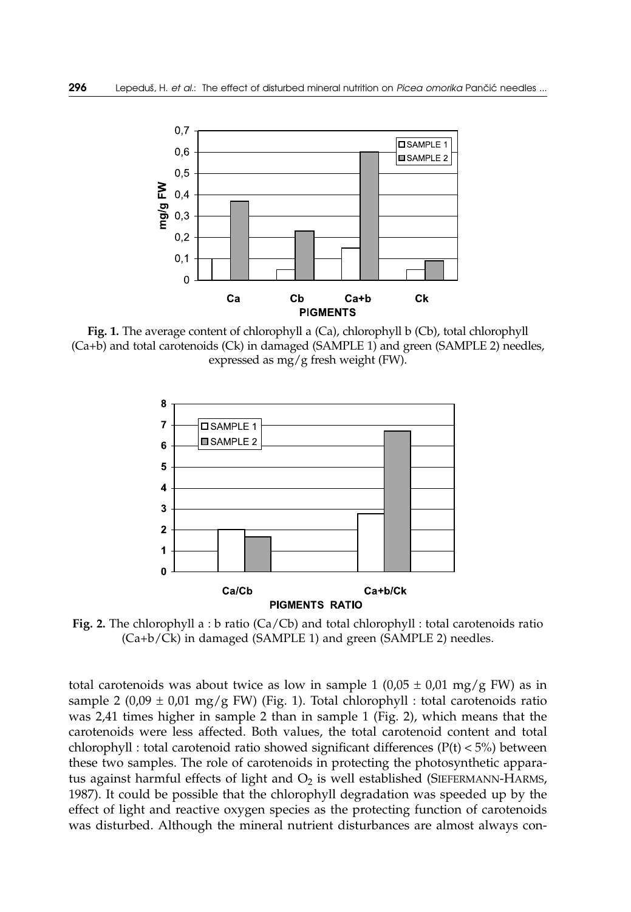**Fig. 1.** The average content of chlorophyll a (Ca), chlorophyll b (Cb), total chlorophyll (Ca+b) and total carotenoids (Ck) in damaged (SAMPLE 1) and green (SAMPLE 2) needles, expressed as mg/g fresh weight (FW).

**Fig. 2.** The chlorophyll a : b ratio (Ca/Cb) and total chlorophyll : total carotenoids ratio (Ca+b/Ck) in damaged (SAMPLE 1) and green (SAMPLE 2) needles.

total carotenoids was about twice as low in sample 1 (0,05 ± 0,01 mg/g FW) as in sample 2 (0,09 ± 0,01 mg/g FW) (Fig. 1). Total chlorophyll : total carotenoids ratio was 2,41 times higher in sample 2 than in sample 1 (Fig. 2), which means that the carotenoids were less affected. Both values, the total carotenoid content and total chlorophyll : total carotenoid ratio showed significant differences (P(t) < 5%) between these two samples. The role of carotenoids in protecting the photosynthetic apparatus against harmful effects of light and $O_2$ is well established (SIEFERMANN-HARMS, 1987). It could be possible that the chlorophyll degradation was speeded up by the effect of light and reactive oxygen species as the protecting function of carotenoids was disturbed. Although the mineral nutrient disturbances are almost always con-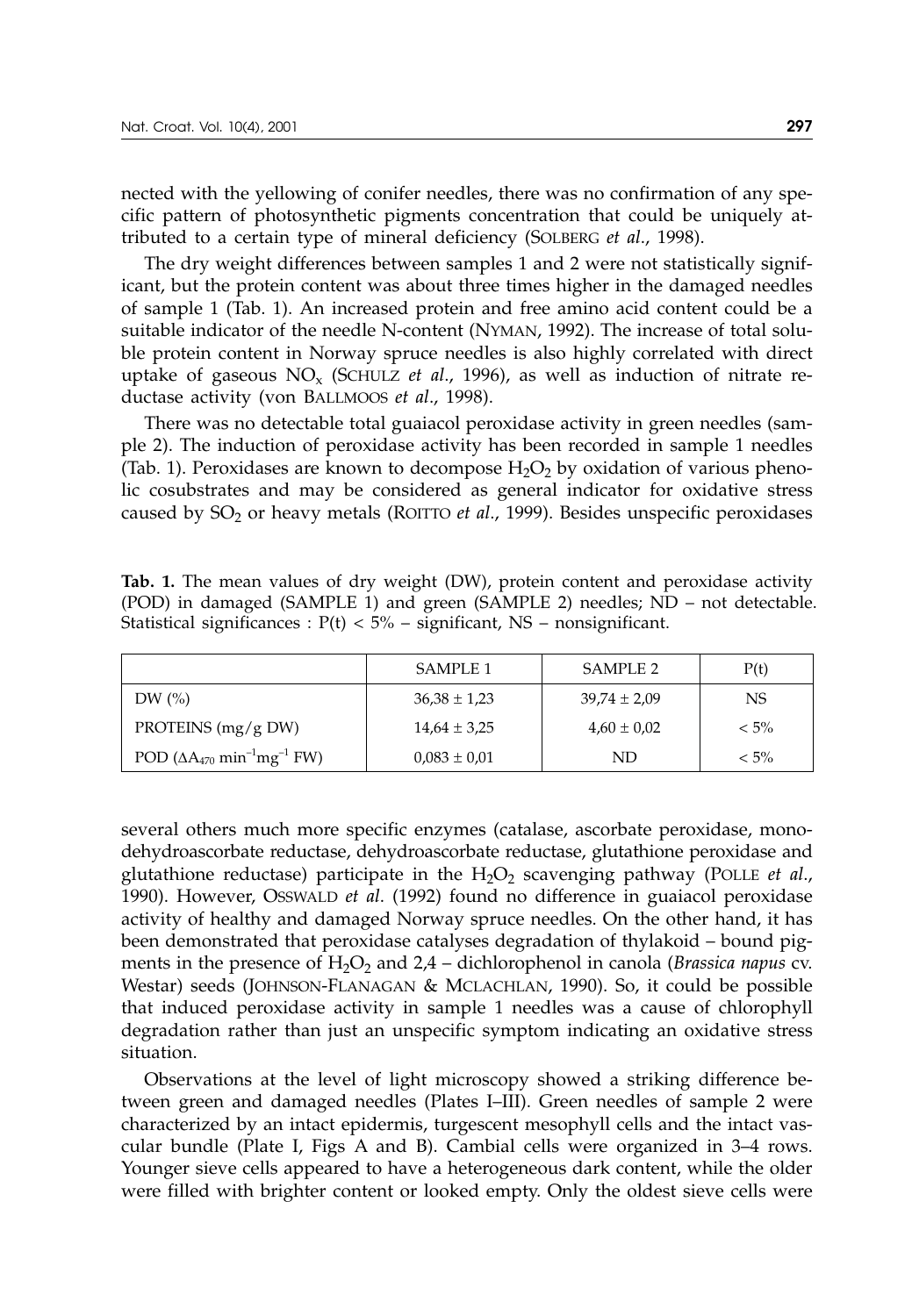nected with the yellowing of conifer needles, there was no confirmation of any specific pattern of photosynthetic pigments concentration that could be uniquely attributed to a certain type of mineral deficiency (SOLBERG *et al*., 1998).

The dry weight differences between samples 1 and 2 were not statistically significant, but the protein content was about three times higher in the damaged needles of sample 1 (Tab. 1). An increased protein and free amino acid content could be a suitable indicator of the needle N-content (NYMAN, 1992). The increase of total soluble protein content in Norway spruce needles is also highly correlated with direct uptake of gaseous $NO_x$ (SCHULZ *et al*., 1996), as well as induction of nitrate reductase activity (von BALLMOOS *et al*., 1998).

There was no detectable total guaiacol peroxidase activity in green needles (sample 2). The induction of peroxidase activity has been recorded in sample 1 needles (Tab. 1). Peroxidases are known to decompose $H_2O_2$ by oxidation of various phenolic cosubstrates and may be considered as general indicator for oxidative stress caused by $SO_2$ or heavy metals (ROITTO *et al*., 1999). Besides unspecific peroxidases

**Tab. 1.** The mean values of dry weight (DW), protein content and peroxidase activity (POD) in damaged (SAMPLE 1) and green (SAMPLE 2) needles; ND – not detectable. Statistical significances : P(t) < 5% – significant, NS – nonsignificant.

| | SAMPLE 1 | SAMPLE 2 | P(t) |
|---|---|---|---|
| DW (%) | 36,38 ± 1,23 | 39,74 ± 2,09 | NS |
| PROTEINS (mg/g DW) | 14,64 ± 3,25 | 4,60 ± 0,02 | < 5% |
| POD ($\Delta A_{470}$ $min^{-1}mg^{-1}$ FW) | 0,083 ± 0,01 | ND | < 5% |

several others much more specific enzymes (catalase, ascorbate peroxidase, monodehydroascorbate reductase, dehydroascorbate reductase, glutathione peroxidase and glutathione reductase) participate in the $H_2O_2$ scavenging pathway (POLLE *et al*., 1990). However, OSSWALD *et al*. (1992) found no difference in guaiacol peroxidase activity of healthy and damaged Norway spruce needles. On the other hand, it has been demonstrated that peroxidase catalyses degradation of thylakoid – bound pigments in the presence of $H_2O_2$ and 2,4 – dichlorophenol in canola (*Brassica napus* cv. Westar) seeds (JOHNSON-FLANAGAN & MCLACHLAN, 1990). So, it could be possible that induced peroxidase activity in sample 1 needles was a cause of chlorophyll degradation rather than just an unspecific symptom indicating an oxidative stress situation.

Observations at the level of light microscopy showed a striking difference between green and damaged needles (Plates I–III). Green needles of sample 2 were characterized by an intact epidermis, turgescent mesophyll cells and the intact vascular bundle (Plate I, Figs A and B). Cambial cells were organized in 3–4 rows. Younger sieve cells appeared to have a heterogeneous dark content, while the older were filled with brighter content or looked empty. Only the oldest sieve cells were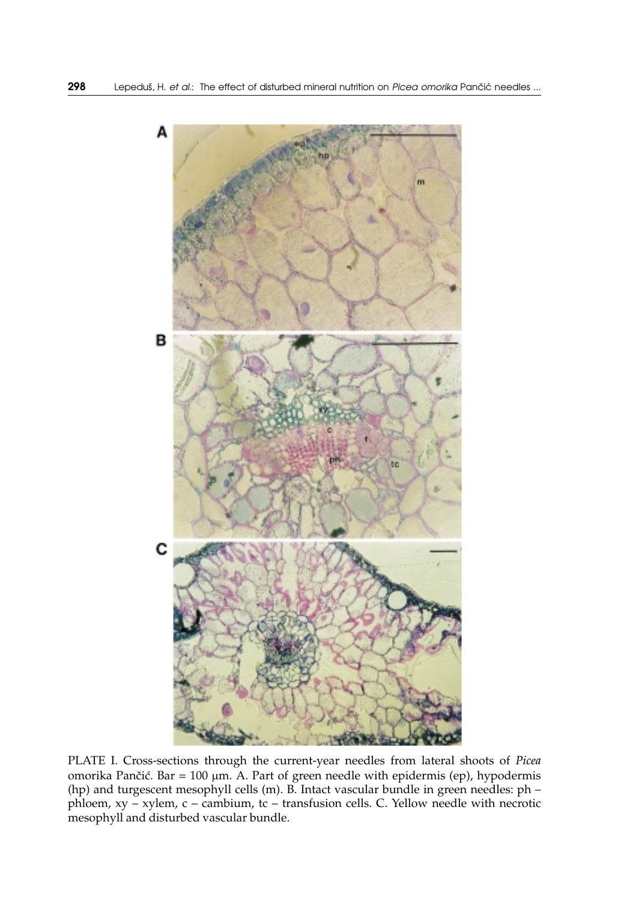PLATE I. Cross-sections through the current-year needles from lateral shoots of *Picea* omorika Pančić. Bar = 100 µm. A. Part of green needle with epidermis (ep), hypodermis (hp) and turgescent mesophyll cells (m). B. Intact vascular bundle in green needles: ph – phloem, xy – xylem, c – cambium, tc – transfusion cells. C. Yellow needle with necrotic mesophyll and disturbed vascular bundle.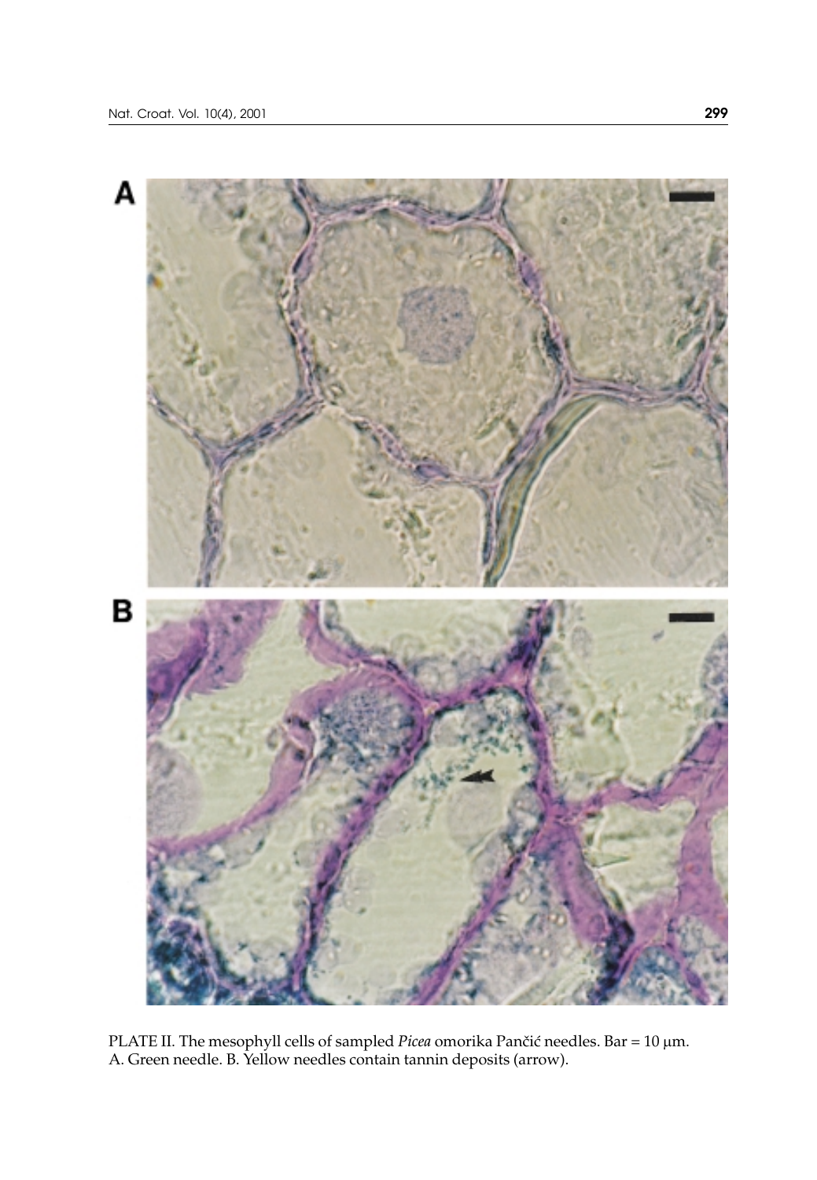PLATE II. The mesophyll cells of sampled *Picea* omorika Pančić needles. Bar = 10 µm. A. Green needle. B. Yellow needles contain tannin deposits (arrow).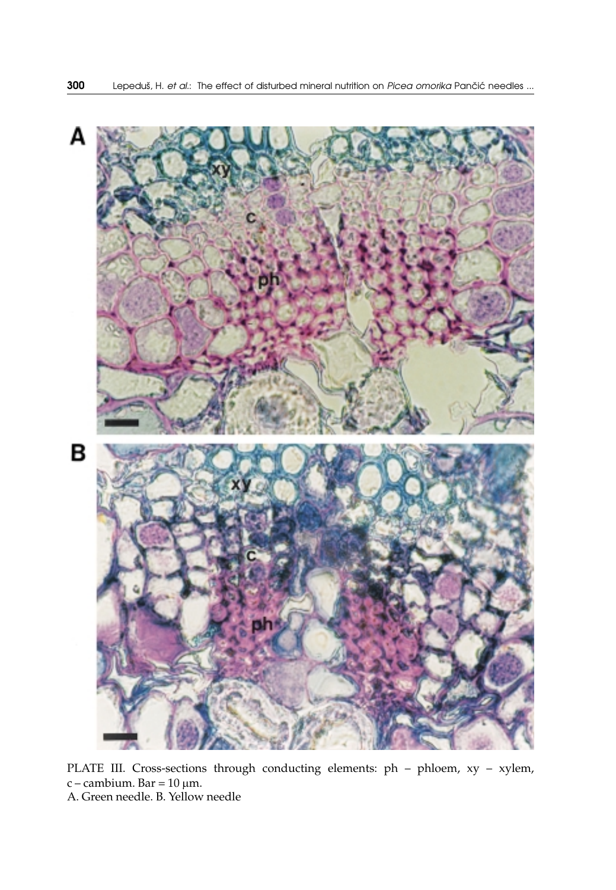PLATE III. Cross-sections through conducting elements: ph – phloem, xy – xylem, c – cambium. Bar = 10 μm.
A. Green needle. B. Yellow needle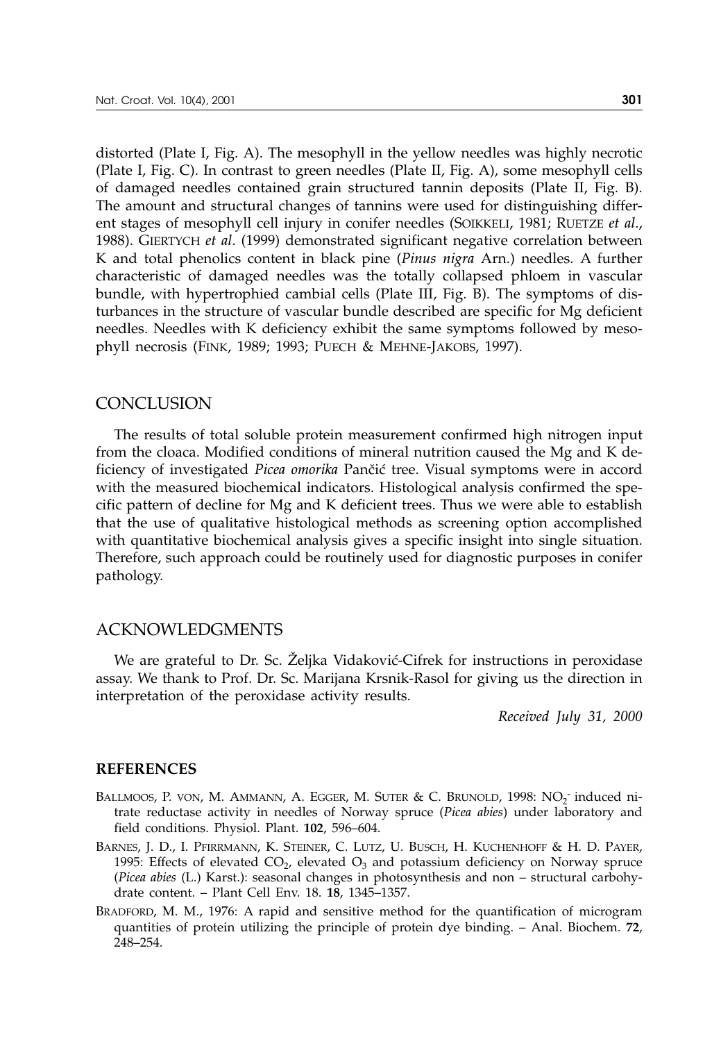distorted (Plate I, Fig. A). The mesophyll in the yellow needles was highly necrotic (Plate I, Fig. C). In contrast to green needles (Plate II, Fig. A), some mesophyll cells of damaged needles contained grain structured tannin deposits (Plate II, Fig. B). The amount and structural changes of tannins were used for distinguishing different stages of mesophyll cell injury in conifer needles (SOIKKELI, 1981; RUETZE *et al.*, 1988). GIERTYCH *et al.* (1999) demonstrated significant negative correlation between K and total phenolics content in black pine (*Pinus nigra* Arn.) needles. A further characteristic of damaged needles was the totally collapsed phloem in vascular bundle, with hypertrophied cambial cells (Plate III, Fig. B). The symptoms of disturbances in the structure of vascular bundle described are specific for Mg deficient needles. Needles with K deficiency exhibit the same symptoms followed by mesophyll necrosis (FINK, 1989; 1993; PUECH & MEHNE-JAKOBS, 1997).

## CONCLUSION

The results of total soluble protein measurement confirmed high nitrogen input from the cloaca. Modified conditions of mineral nutrition caused the Mg and K deficiency of investigated *Picea omorika* Pančić tree. Visual symptoms were in accord with the measured biochemical indicators. Histological analysis confirmed the specific pattern of decline for Mg and K deficient trees. Thus we were able to establish that the use of qualitative histological methods as screening option accomplished with quantitative biochemical analysis gives a specific insight into single situation. Therefore, such approach could be routinely used for diagnostic purposes in conifer pathology.

## ACKNOWLEDGMENTS

We are grateful to Dr. Sc. Željka Vidaković-Cifrek for instructions in peroxidase assay. We thank to Prof. Dr. Sc. Marijana Krsnik-Rasol for giving us the direction in interpretation of the peroxidase activity results.

*Received July 31, 2000*

## REFERENCES

BALLMOOS, P. VON, M. AMMANN, A. EGGER, M. SUTER & C. BRUNOLD, 1998: $NO_2^-$ induced nitrate reductase activity in needles of Norway spruce (*Picea abies*) under laboratory and field conditions. Physiol. Plant. **102**, 596–604.

BARNES, J. D., I. PFIRRMANN, K. STEINER, C. LUTZ, U. BUSCH, H. KUCHENHOFF & H. D. PAYER, 1995: Effects of elevated $CO_2$, elevated $O_3$ and potassium deficiency on Norway spruce (*Picea abies* (L.) Karst.): seasonal changes in photosynthesis and non – structural carbohydrate content. – Plant Cell Env. 18. **18**, 1345–1357.

BRADFORD, M. M., 1976: A rapid and sensitive method for the quantification of microgram quantities of protein utilizing the principle of protein dye binding. – Anal. Biochem. **72**, 248–254.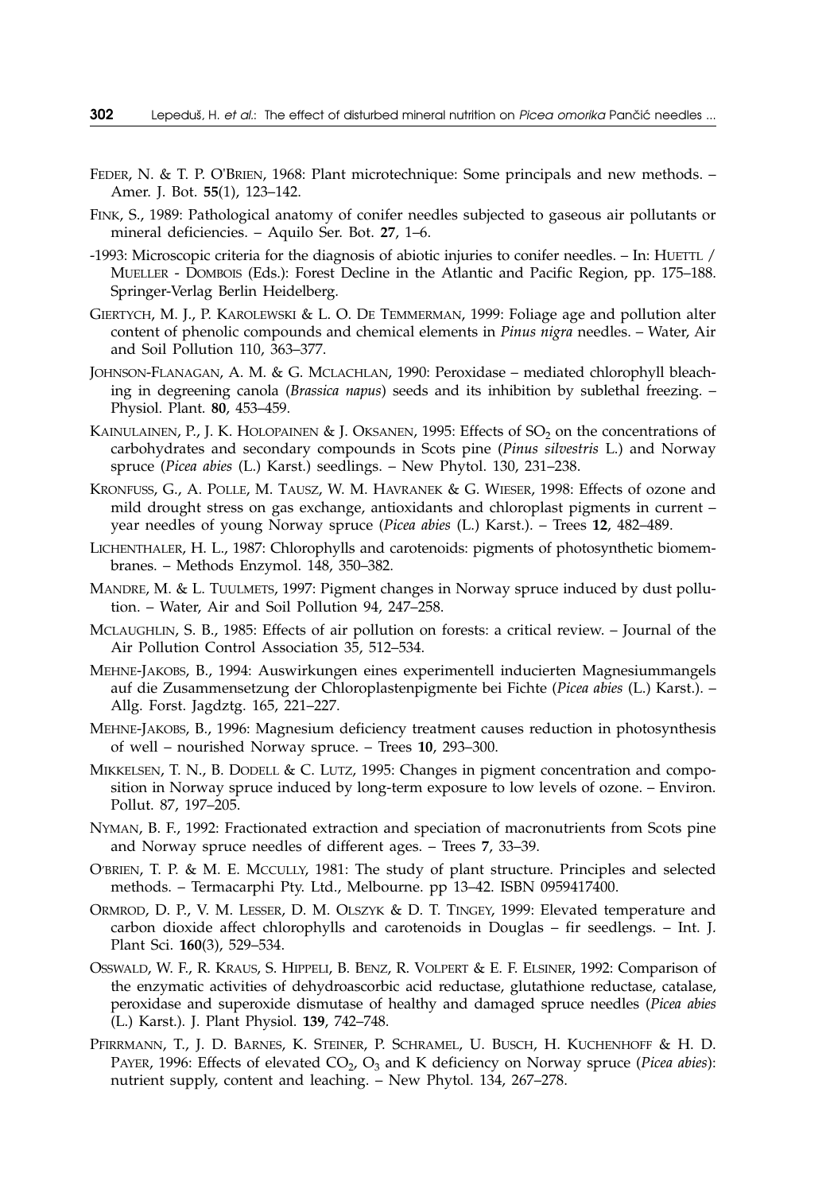FEDER, N. & T. P. O'BRIEN, 1968: Plant microtechnique: Some principals and new methods. – Amer. J. Bot. **55**(1), 123–142.

FINK, S., 1989: Pathological anatomy of conifer needles subjected to gaseous air pollutants or mineral deficiencies. – Aquilo Ser. Bot. **27**, 1–6.

-1993: Microscopic criteria for the diagnosis of abiotic injuries to conifer needles. – In: HUETTL / MUELLER - DOMBOIS (Eds.): Forest Decline in the Atlantic and Pacific Region, pp. 175–188. Springer-Verlag Berlin Heidelberg.

GIERTYCH, M. J., P. KAROLEWSKI & L. O. DE TEMMERMAN, 1999: Foliage age and pollution alter content of phenolic compounds and chemical elements in *Pinus nigra* needles. – Water, Air and Soil Pollution 110, 363–377.

JOHNSON-FLANAGAN, A. M. & G. MCLACHLAN, 1990: Peroxidase – mediated chlorophyll bleaching in degreening canola (*Brassica napus*) seeds and its inhibition by sublethal freezing. – Physiol. Plant. **80**, 453–459.

KAINULAINEN, P., J. K. HOLOPAINEN & J. OKSANEN, 1995: Effects of $SO_2$ on the concentrations of carbohydrates and secondary compounds in Scots pine (*Pinus silvestris* L.) and Norway spruce (*Picea abies* (L.) Karst.) seedlings. – New Phytol. 130, 231–238.

KRONFUSS, G., A. POLLE, M. TAUSZ, W. M. HAVRANEK & G. WIESER, 1998: Effects of ozone and mild drought stress on gas exchange, antioxidants and chloroplast pigments in current – year needles of young Norway spruce (*Picea abies* (L.) Karst.). – Trees **12**, 482–489.

LICHENTHALER, H. L., 1987: Chlorophylls and carotenoids: pigments of photosynthetic biomembranes. – Methods Enzymol. 148, 350–382.

MANDRE, M. & L. TUULMETS, 1997: Pigment changes in Norway spruce induced by dust pollution. – Water, Air and Soil Pollution 94, 247–258.

MCLAUGHLIN, S. B., 1985: Effects of air pollution on forests: a critical review. – Journal of the Air Pollution Control Association 35, 512–534.

MEHNE-JAKOBS, B., 1994: Auswirkungen eines experimentell inducierten Magnesiummangels auf die Zusammensetzung der Chloroplastenpigmente bei Fichte (*Picea abies* (L.) Karst.). – Allg. Forst. Jagdztg. 165, 221–227.

MEHNE-JAKOBS, B., 1996: Magnesium deficiency treatment causes reduction in photosynthesis of well – nourished Norway spruce. – Trees **10**, 293–300.

MIKKELSEN, T. N., B. DODELL & C. LUTZ, 1995: Changes in pigment concentration and composition in Norway spruce induced by long-term exposure to low levels of ozone. – Environ. Pollut. 87, 197–205.

NYMAN, B. F., 1992: Fractionated extraction and speciation of macronutrients from Scots pine and Norway spruce needles of different ages. – Trees **7**, 33–39.

O'BRIEN, T. P. & M. E. MCCULLY, 1981: The study of plant structure. Principles and selected methods. – Termacarphi Pty. Ltd., Melbourne. pp 13–42. ISBN 0959417400.

ORMROD, D. P., V. M. LESSER, D. M. OLSZYK & D. T. TINGEY, 1999: Elevated temperature and carbon dioxide affect chlorophylls and carotenoids in Douglas – fir seedlengs. – Int. J. Plant Sci. **160**(3), 529–534.

OSSWALD, W. F., R. KRAUS, S. HIPPELI, B. BENZ, R. VOLPERT & E. F. ELSINER, 1992: Comparison of the enzymatic activities of dehydroascorbic acid reductase, glutathione reductase, catalase, peroxidase and superoxide dismutase of healthy and damaged spruce needles (*Picea abies* (L.) Karst.). J. Plant Physiol. **139**, 742–748.

PFIRRMANN, T., J. D. BARNES, K. STEINER, P. SCHRAMEL, U. BUSCH, H. KUCHENHOFF & H. D. PAYER, 1996: Effects of elevated $CO_2$, $O_3$ and K deficiency on Norway spruce (*Picea abies*): nutrient supply, content and leaching. – New Phytol. 134, 267–278.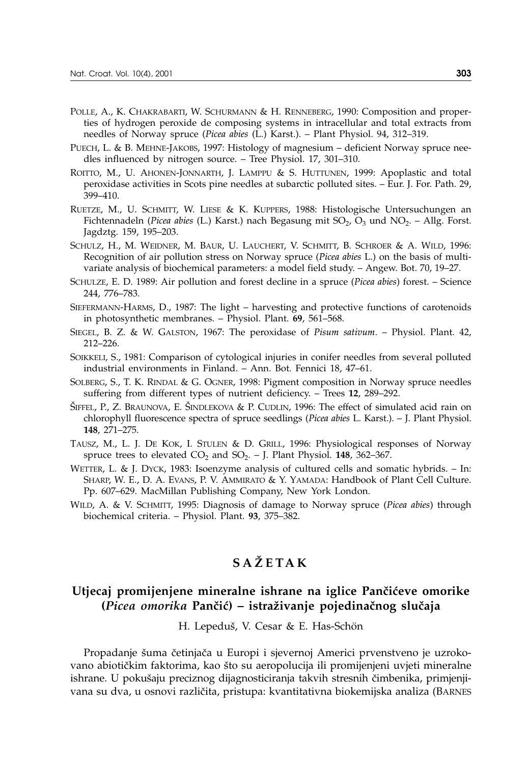POLLE, A., K. CHAKRABARTI, W. SCHURMANN & H. RENNEBERG, 1990: Composition and properties of hydrogen peroxide de composing systems in intracellular and total extracts from needles of Norway spruce (*Picea abies* (L.) Karst.). – Plant Physiol. 94, 312–319.

PUECH, L. & B. MEHNE-JAKOBS, 1997: Histology of magnesium – deficient Norway spruce needles influenced by nitrogen source. – Tree Physiol. 17, 301–310.

ROITTO, M., U. AHONEN-JONNARTH, J. LAMPPU & S. HUTTUNEN, 1999: Apoplastic and total peroxidase activities in Scots pine needles at subarctic polluted sites. – Eur. J. For. Path. 29, 399–410.

RUETZE, M., U. SCHMITT, W. LIESE & K. KUPPERS, 1988: Histologische Untersuchungen an Fichtennadeln (*Picea abies* (L.) Karst.) nach Begasung mit $SO_2$, $O_3$ und $NO_2$. – Allg. Forst. Jagdztg. 159, 195–203.

SCHULZ, H., M. WEIDNER, M. BAUR, U. LAUCHERT, V. SCHMITT, B. SCHROER & A. WILD, 1996: Recognition of air pollution stress on Norway spruce (*Picea abies* L.) on the basis of multivariate analysis of biochemical parameters: a model field study. – Angew. Bot. 70, 19–27.

SCHULZE, E. D. 1989: Air pollution and forest decline in a spruce (*Picea abies*) forest. – Science 244, 776–783.

SIEFERMANN-HARMS, D., 1987: The light – harvesting and protective functions of carotenoids in photosynthetic membranes. – Physiol. Plant. **69**, 561–568.

SIEGEL, B. Z. & W. GALSTON, 1967: The peroxidase of *Pisum sativum*. – Physiol. Plant. 42, 212–226.

SOIKKELI, S., 1981: Comparison of cytological injuries in conifer needles from several polluted industrial environments in Finland. – Ann. Bot. Fennici 18, 47–61.

SOLBERG, S., T. K. RINDAL & G. OGNER, 1998: Pigment composition in Norway spruce needles suffering from different types of nutrient deficiency. – Trees **12**, 289–292.

ŠIFFEL, P., Z. BRAUNOVA, E. ŠINDLEKOVA & P. CUDLIN, 1996: The effect of simulated acid rain on chlorophyll fluorescence spectra of spruce seedlings (*Picea abies* L. Karst.). – J. Plant Physiol. **148**, 271–275.

TAUSZ, M., L. J. DE KOK, I. STULEN & D. GRILL, 1996: Physiological responses of Norway spruce trees to elevated $CO_2$ and $SO_2$. – J. Plant Physiol. **148**, 362–367.

WETTER, L. & J. DYCK, 1983: Isoenzyme analysis of cultured cells and somatic hybrids. – In: SHARP, W. E., D. A. EVANS, P. V. AMMIRATO & Y. YAMADA: Handbook of Plant Cell Culture. Pp. 607–629. MacMillan Publishing Company, New York London.

WILD, A. & V. SCHMITT, 1995: Diagnosis of damage to Norway spruce (*Picea abies*) through biochemical criteria. – Physiol. Plant. **93**, 375–382.

# SAŽETAK

## Utjecaj promijenjene mineralne ishrane na iglice Pančićeve omorike (*Picea omorika* Pančić) – istraživanje pojedinačnog slučaja

H. Lepeduš, V. Cesar & E. Has-Schön

Propadanje šuma četinjača u Europi i sjevernoj Americi prvenstveno je uzrokovano abiotičkim faktorima, kao što su aeropolucija ili promijenjeni uvjeti mineralne ishrane. U pokušaju preciznog dijagnosticiranja takvih stresnih čimbenika, primjenjivana su dva, u osnovi različita, pristupa: kvantitativna biokemijska analiza (BARNES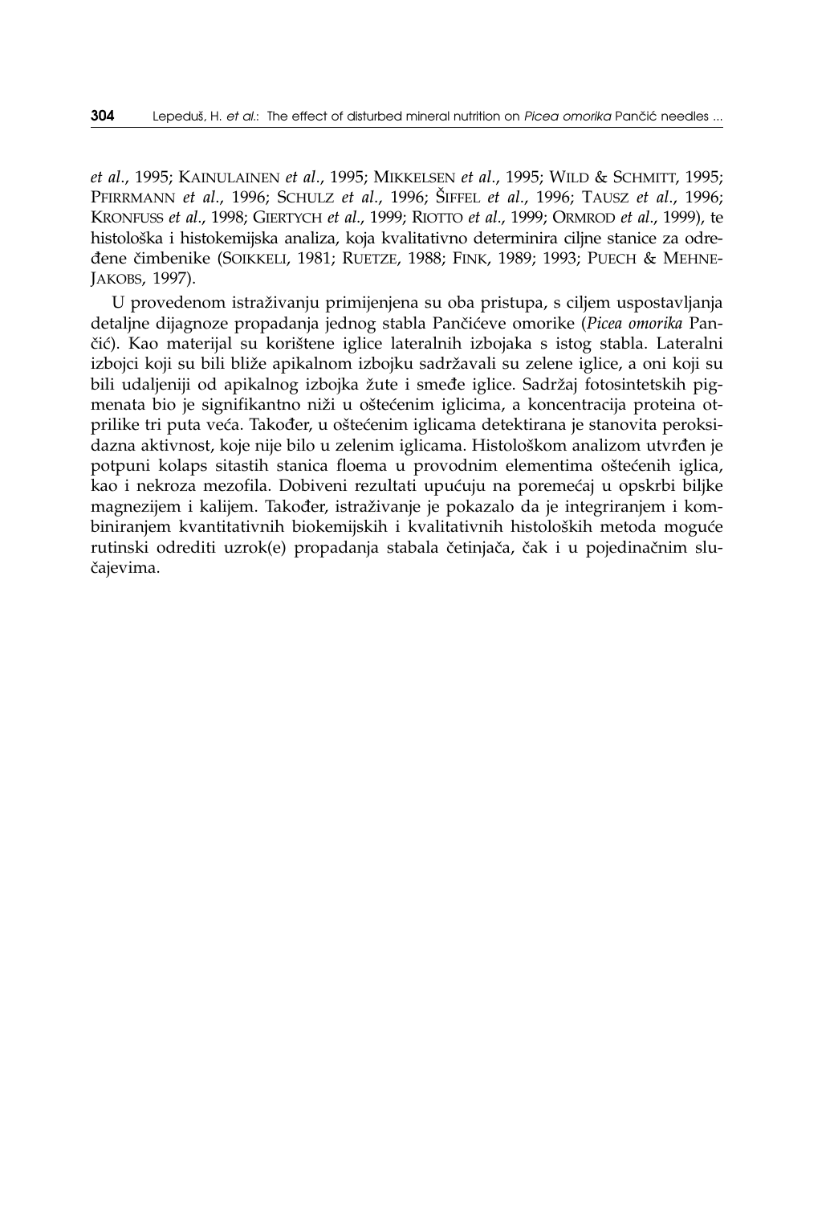*et al*., 1995; KAINULAINEN *et al*., 1995; MIKKELSEN *et al*., 1995; WILD & SCHMITT, 1995; PFIRRMANN *et al*., 1996; SCHULZ *et al*., 1996; ŠIFFEL *et al*., 1996; TAUSZ *et al*., 1996; KRONFUSS *et al*., 1998; GIERTYCH *et al*., 1999; RIOTTO *et al*., 1999; ORMROD *et al*., 1999), te histološka i histokemijska analiza, koja kvalitativno determinira ciljne stanice za određene čimbenike (SOIKKELI, 1981; RUETZE, 1988; FINK, 1989; 1993; PUECH & MEHNE-JAKOBS, 1997).

U provedenom istraživanju primijenjena su oba pristupa, s ciljem uspostavljanja detaljne dijagnoze propadanja jednog stabla Pančićeve omorike (*Picea omorika* Pančić). Kao materijal su korištene iglice lateralnih izbojaka s istog stabla. Lateralni izbojci koji su bili bliže apikalnom izbojku sadržavali su zelene iglice, a oni koji su bili udaljeniji od apikalnog izbojka žute i smeđe iglice. Sadržaj fotosintetskih pigmenata bio je signifikantno niži u oštećenim iglicima, a koncentracija proteina otprilike tri puta veća. Također, u oštećenim iglicama detektirana je stanovita peroksidazna aktivnost, koje nije bilo u zelenim iglicama. Histološkom analizom utvrđen je potpuni kolaps sitastih stanica floema u provodnim elementima oštećenih iglica, kao i nekroza mezofila. Dobiveni rezultati upućuju na poremećaj u opskrbi biljke magnezijem i kalijem. Također, istraživanje je pokazalo da je integriranjem i kombiniranjem kvantitativnih biokemijskih i kvalitativnih histoloških metoda moguće rutinski odrediti uzrok(e) propadanja stabala četinjača, čak i u pojedinačnim slučajevima.